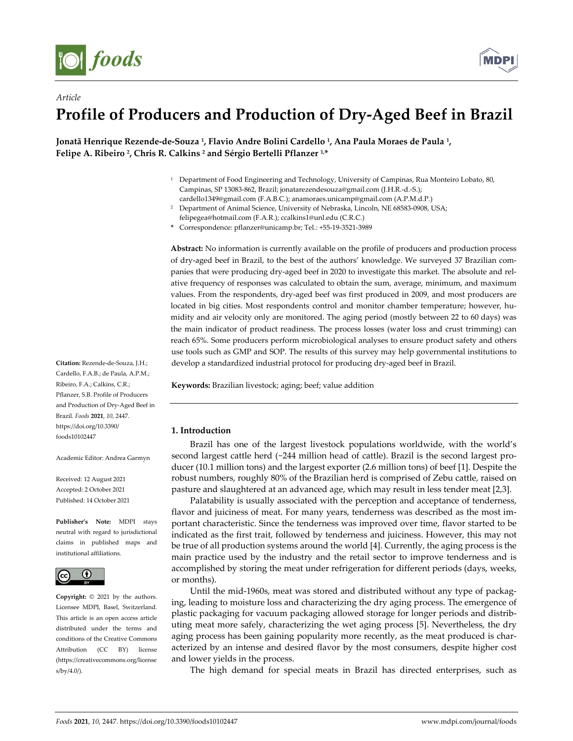*Article*

# Profile of Producers and Production of Dry-Aged Beef in Brazil

**Jonatã Henrique Rezende-de-Souza [1], Flavio Andre Bolini Cardello [1], Ana Paula Moraes de Paula [1], Felipe A. Ribeiro [2], Chris R. Calkins [2] and Sérgio Bertelli Pflanzer [1,*]**

[1] Department of Food Engineering and Technology, University of Campinas, Rua Monteiro Lobato, 80, Campinas, SP 13083-862, Brazil; jonatarezendesouza@gmail.com (J.H.R.-d.-S.); cardello1349@gmail.com (F.A.B.C.); anamoraes.unicamp@gmail.com (A.P.M.d.P.)

[2] Department of Animal Science, University of Nebraska, Lincoln, NE 68583-0908, USA; felipegea@hotmail.com (F.A.R.); ccalkins1@unl.edu (C.R.C.)

* Correspondence: pflanzer@unicamp.br; Tel.: +55-19-3521-3989

**Abstract:** No information is currently available on the profile of producers and production process of dry-aged beef in Brazil, to the best of the authors' knowledge. We surveyed 37 Brazilian companies that were producing dry-aged beef in 2020 to investigate this market. The absolute and relative frequency of responses was calculated to obtain the sum, average, minimum, and maximum values. From the respondents, dry-aged beef was first produced in 2009, and most producers are located in big cities. Most respondents control and monitor chamber temperature; however, humidity and air velocity only are monitored. The aging period (mostly between 22 to 60 days) was the main indicator of product readiness. The process losses (water loss and crust trimming) can reach 65%. Some producers perform microbiological analyses to ensure product safety and others use tools such as GMP and SOP. The results of this survey may help governmental institutions to develop a standardized industrial protocol for producing dry-aged beef in Brazil.

**Keywords:** Brazilian livestock; aging; beef; value addition

**Citation:** Rezende-de-Souza, J.H.; Cardello, F.A.B.; de Paula, A.P.M.; Ribeiro, F.A.; Calkins, C.R.; Pflanzer, S.B. Profile of Producers and Production of Dry-Aged Beef in Brazil. *Foods* **2021**, *10*, 2447. https://doi.org/10.3390/foods10102447

Academic Editor: Andrea Garmyn

Received: 12 August 2021
Accepted: 2 October 2021
Published: 14 October 2021

**Publisher's Note:** MDPI stays neutral with regard to jurisdictional claims in published maps and institutional affiliations.

**Copyright:** © 2021 by the authors. Licensee MDPI, Basel, Switzerland. This article is an open access article distributed under the terms and conditions of the Creative Commons Attribution (CC BY) license (https://creativecommons.org/licenses/by/4.0/).

## 1. Introduction

Brazil has one of the largest livestock populations worldwide, with the world's second largest cattle herd (~244 million head of cattle). Brazil is the second largest producer (10.1 million tons) and the largest exporter (2.6 million tons) of beef [1]. Despite the robust numbers, roughly 80% of the Brazilian herd is comprised of Zebu cattle, raised on pasture and slaughtered at an advanced age, which may result in less tender meat [2,3].

Palatability is usually associated with the perception and acceptance of tenderness, flavor and juiciness of meat. For many years, tenderness was described as the most important characteristic. Since the tenderness was improved over time, flavor started to be indicated as the first trait, followed by tenderness and juiciness. However, this may not be true of all production systems around the world [4]. Currently, the aging process is the main practice used by the industry and the retail sector to improve tenderness and is accomplished by storing the meat under refrigeration for different periods (days, weeks, or months).

Until the mid-1960s, meat was stored and distributed without any type of packaging, leading to moisture loss and characterizing the dry aging process. The emergence of plastic packaging for vacuum packaging allowed storage for longer periods and distributing meat more safely, characterizing the wet aging process [5]. Nevertheless, the dry aging process has been gaining popularity more recently, as the meat produced is characterized by an intense and desired flavor by the most consumers, despite higher cost and lower yields in the process.

The high demand for special meats in Brazil has directed enterprises, such as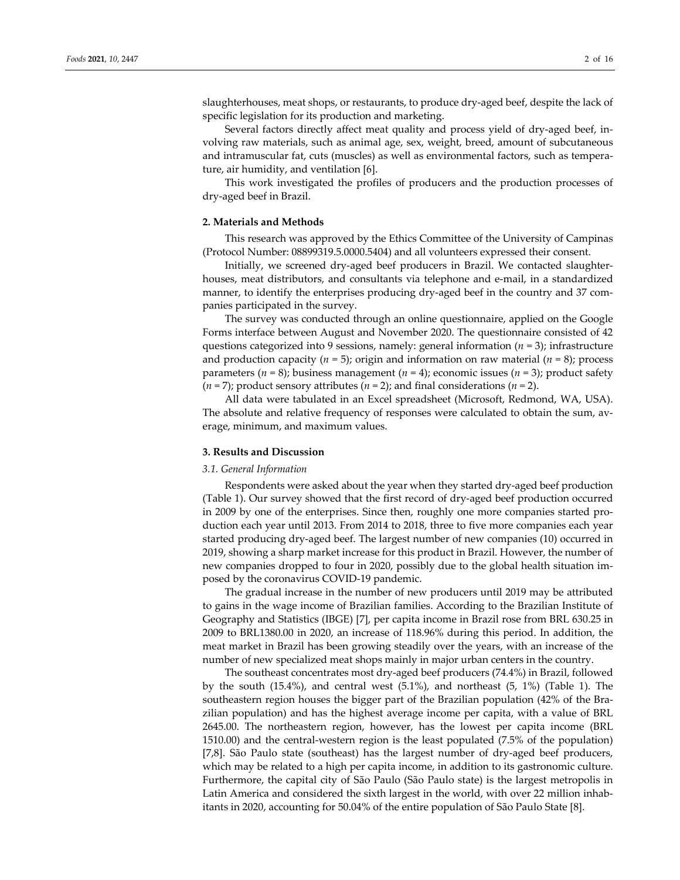slaughterhouses, meat shops, or restaurants, to produce dry-aged beef, despite the lack of specific legislation for its production and marketing.

Several factors directly affect meat quality and process yield of dry-aged beef, involving raw materials, such as animal age, sex, weight, breed, amount of subcutaneous and intramuscular fat, cuts (muscles) as well as environmental factors, such as temperature, air humidity, and ventilation [6].

This work investigated the profiles of producers and the production processes of dry-aged beef in Brazil.

## 2. Materials and Methods

This research was approved by the Ethics Committee of the University of Campinas (Protocol Number: 08899319.5.0000.5404) and all volunteers expressed their consent.

Initially, we screened dry-aged beef producers in Brazil. We contacted slaughterhouses, meat distributors, and consultants via telephone and e-mail, in a standardized manner, to identify the enterprises producing dry-aged beef in the country and 37 companies participated in the survey.

The survey was conducted through an online questionnaire, applied on the Google Forms interface between August and November 2020. The questionnaire consisted of 42 questions categorized into 9 sessions, namely: general information ($n$ = 3); infrastructure and production capacity ($n$ = 5); origin and information on raw material ($n$ = 8); process parameters ($n$ = 8); business management ($n$ = 4); economic issues ($n$ = 3); product safety ($n$ = 7); product sensory attributes ($n$ = 2); and final considerations ($n$ = 2).

All data were tabulated in an Excel spreadsheet (Microsoft, Redmond, WA, USA). The absolute and relative frequency of responses were calculated to obtain the sum, average, minimum, and maximum values.

## 3. Results and Discussion

### 3.1. General Information

Respondents were asked about the year when they started dry-aged beef production (Table 1). Our survey showed that the first record of dry-aged beef production occurred in 2009 by one of the enterprises. Since then, roughly one more companies started production each year until 2013. From 2014 to 2018, three to five more companies each year started producing dry-aged beef. The largest number of new companies (10) occurred in 2019, showing a sharp market increase for this product in Brazil. However, the number of new companies dropped to four in 2020, possibly due to the global health situation imposed by the coronavirus COVID-19 pandemic.

The gradual increase in the number of new producers until 2019 may be attributed to gains in the wage income of Brazilian families. According to the Brazilian Institute of Geography and Statistics (IBGE) [7], per capita income in Brazil rose from BRL 630.25 in 2009 to BRL1380.00 in 2020, an increase of 118.96% during this period. In addition, the meat market in Brazil has been growing steadily over the years, with an increase of the number of new specialized meat shops mainly in major urban centers in the country.

The southeast concentrates most dry-aged beef producers (74.4%) in Brazil, followed by the south (15.4%), and central west (5.1%), and northeast (5, 1%) (Table 1). The southeastern region houses the bigger part of the Brazilian population (42% of the Brazilian population) and has the highest average income per capita, with a value of BRL 2645.00. The northeastern region, however, has the lowest per capita income (BRL 1510.00) and the central-western region is the least populated (7.5% of the population) [7,8]. São Paulo state (southeast) has the largest number of dry-aged beef producers, which may be related to a high per capita income, in addition to its gastronomic culture. Furthermore, the capital city of São Paulo (São Paulo state) is the largest metropolis in Latin America and considered the sixth largest in the world, with over 22 million inhabitants in 2020, accounting for 50.04% of the entire population of São Paulo State [8].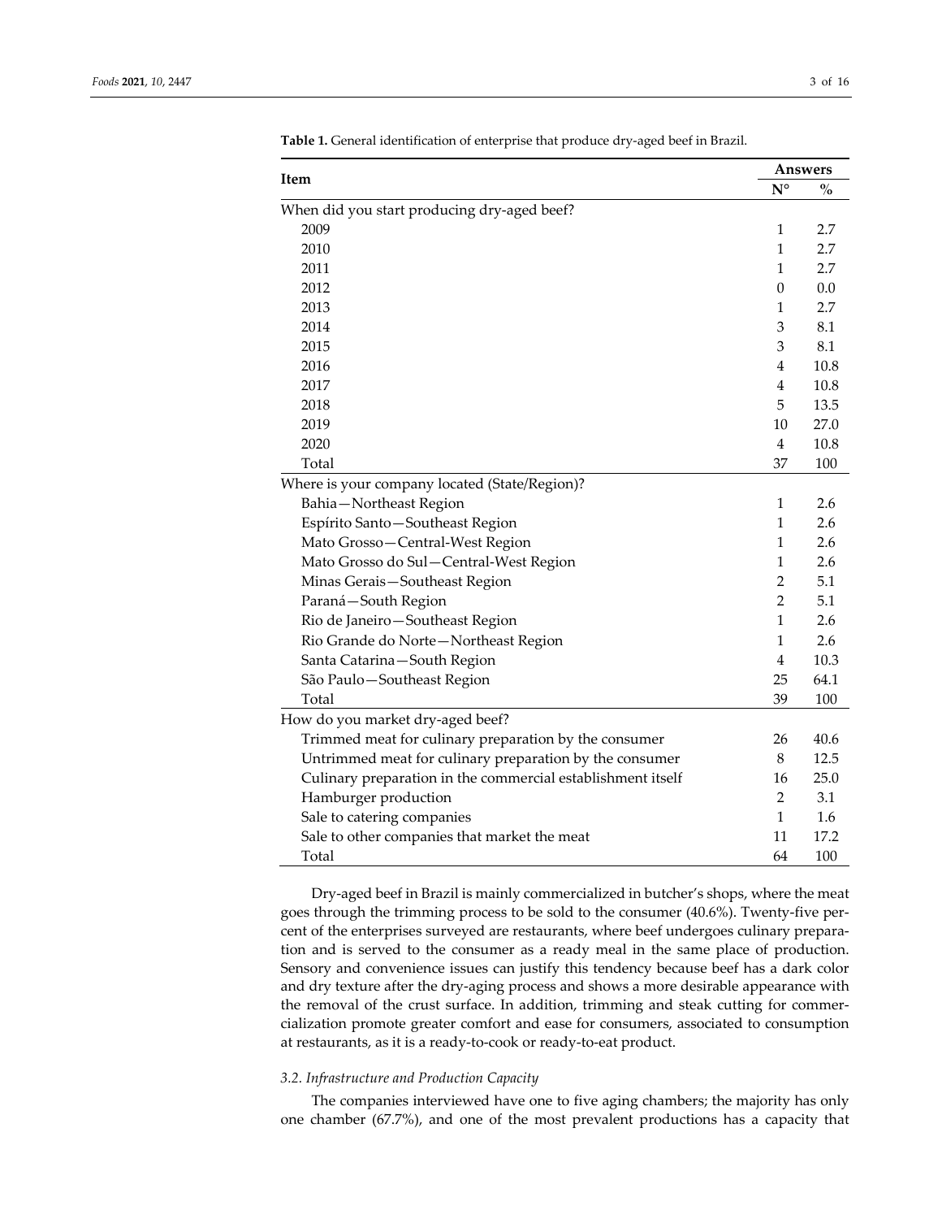**Table 1.** General identification of enterprise that produce dry-aged beef in Brazil.

| Item | Answers | |
|---|---|---|
| | N° | % |
| When did you start producing dry-aged beef? | | |
| 2009 | 1 | 2.7 |
| 2010 | 1 | 2.7 |
| 2011 | 1 | 2.7 |
| 2012 | 0 | 0.0 |
| 2013 | 1 | 2.7 |
| 2014 | 3 | 8.1 |
| 2015 | 3 | 8.1 |
| 2016 | 4 | 10.8 |
| 2017 | 4 | 10.8 |
| 2018 | 5 | 13.5 |
| 2019 | 10 | 27.0 |
| 2020 | 4 | 10.8 |
| Total | 37 | 100 |
| Where is your company located (State/Region)? | | |
| Bahia—Northeast Region | 1 | 2.6 |
| Espírito Santo—Southeast Region | 1 | 2.6 |
| Mato Grosso—Central-West Region | 1 | 2.6 |
| Mato Grosso do Sul—Central-West Region | 1 | 2.6 |
| Minas Gerais—Southeast Region | 2 | 5.1 |
| Paraná—South Region | 2 | 5.1 |
| Rio de Janeiro—Southeast Region | 1 | 2.6 |
| Rio Grande do Norte—Northeast Region | 1 | 2.6 |
| Santa Catarina—South Region | 4 | 10.3 |
| São Paulo—Southeast Region | 25 | 64.1 |
| Total | 39 | 100 |
| How do you market dry-aged beef? | | |
| Trimmed meat for culinary preparation by the consumer | 26 | 40.6 |
| Untrimmed meat for culinary preparation by the consumer | 8 | 12.5 |
| Culinary preparation in the commercial establishment itself | 16 | 25.0 |
| Hamburger production | 2 | 3.1 |
| Sale to catering companies | 1 | 1.6 |
| Sale to other companies that market the meat | 11 | 17.2 |
| Total | 64 | 100 |

Dry-aged beef in Brazil is mainly commercialized in butcher's shops, where the meat goes through the trimming process to be sold to the consumer (40.6%). Twenty-five percent of the enterprises surveyed are restaurants, where beef undergoes culinary preparation and is served to the consumer as a ready meal in the same place of production. Sensory and convenience issues can justify this tendency because beef has a dark color and dry texture after the dry-aging process and shows a more desirable appearance with the removal of the crust surface. In addition, trimming and steak cutting for commercialization promote greater comfort and ease for consumers, associated to consumption at restaurants, as it is a ready-to-cook or ready-to-eat product.

### *3.2. Infrastructure and Production Capacity*

The companies interviewed have one to five aging chambers; the majority has only one chamber (67.7%), and one of the most prevalent productions has a capacity that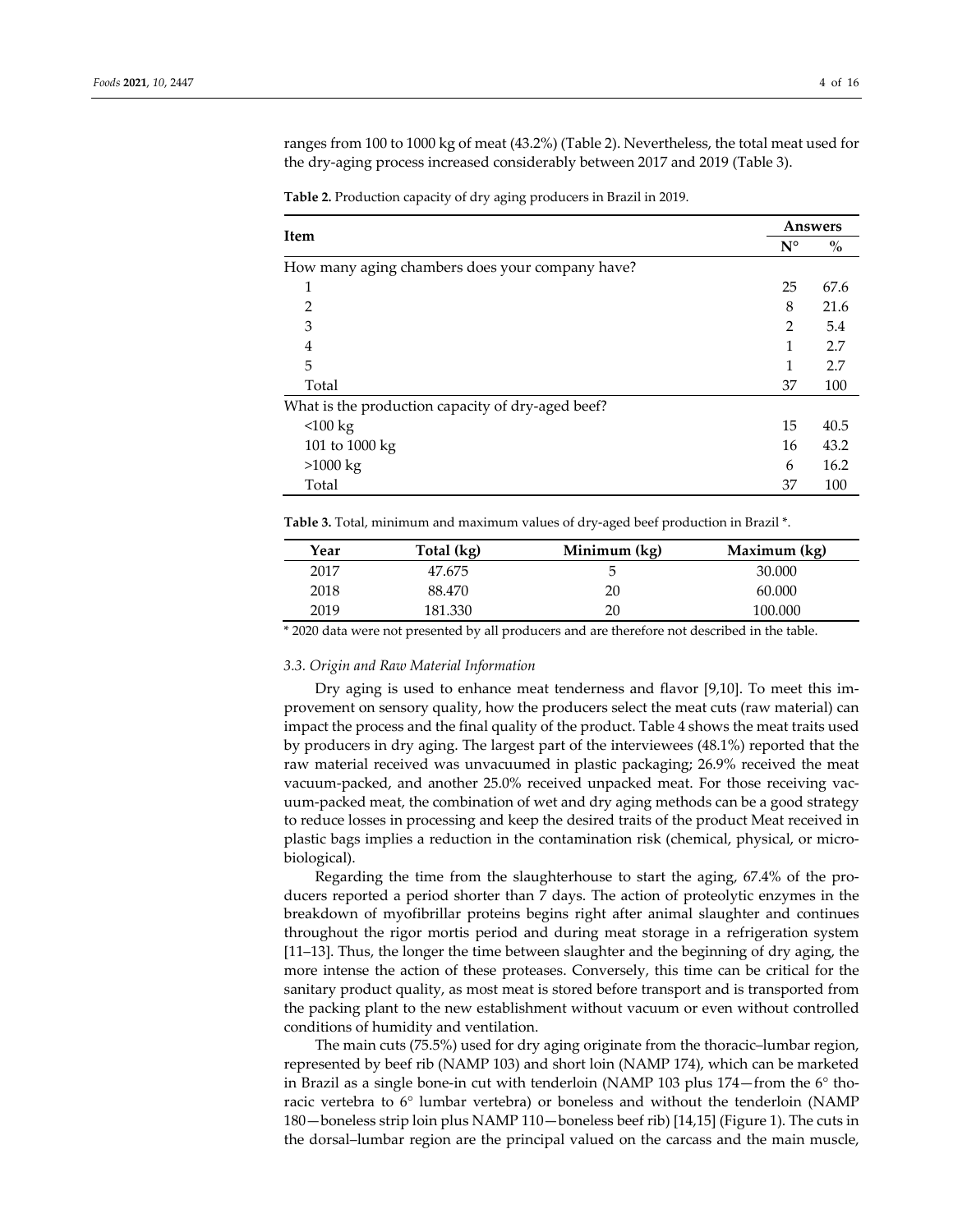ranges from 100 to 1000 kg of meat (43.2%) (Table 2). Nevertheless, the total meat used for the dry-aging process increased considerably between 2017 and 2019 (Table 3).

**Table 2.** Production capacity of dry aging producers in Brazil in 2019.

| Item | Answers | |
|---|---|---|
| | N° | % |
| How many aging chambers does your company have? | | |
| 1 | 25 | 67.6 |
| 2 | 8 | 21.6 |
| 3 | 2 | 5.4 |
| 4 | 1 | 2.7 |
| 5 | 1 | 2.7 |
| Total | 37 | 100 |
| What is the production capacity of dry-aged beef? | | |
| <100 kg | 15 | 40.5 |
| 101 to 1000 kg | 16 | 43.2 |
| >1000 kg | 6 | 16.2 |
| Total | 37 | 100 |

**Table 3.** Total, minimum and maximum values of dry-aged beef production in Brazil *.

| Year | Total (kg) | Minimum (kg) | Maximum (kg) |
|---|---|---|---|
| 2017 | 47.675 | 5 | 30.000 |
| 2018 | 88.470 | 20 | 60.000 |
| 2019 | 181.330 | 20 | 100.000 |

* 2020 data were not presented by all producers and are therefore not described in the table.

### *3.3. Origin and Raw Material Information*

Dry aging is used to enhance meat tenderness and flavor [9,10]. To meet this improvement on sensory quality, how the producers select the meat cuts (raw material) can impact the process and the final quality of the product. Table 4 shows the meat traits used by producers in dry aging. The largest part of the interviewees (48.1%) reported that the raw material received was unvacuumed in plastic packaging; 26.9% received the meat vacuum-packed, and another 25.0% received unpacked meat. For those receiving vacuum-packed meat, the combination of wet and dry aging methods can be a good strategy to reduce losses in processing and keep the desired traits of the product Meat received in plastic bags implies a reduction in the contamination risk (chemical, physical, or microbiological).

Regarding the time from the slaughterhouse to start the aging, 67.4% of the producers reported a period shorter than 7 days. The action of proteolytic enzymes in the breakdown of myofibrillar proteins begins right after animal slaughter and continues throughout the rigor mortis period and during meat storage in a refrigeration system [11–13]. Thus, the longer the time between slaughter and the beginning of dry aging, the more intense the action of these proteases. Conversely, this time can be critical for the sanitary product quality, as most meat is stored before transport and is transported from the packing plant to the new establishment without vacuum or even without controlled conditions of humidity and ventilation.

The main cuts (75.5%) used for dry aging originate from the thoracic–lumbar region, represented by beef rib (NAMP 103) and short loin (NAMP 174), which can be marketed in Brazil as a single bone-in cut with tenderloin (NAMP 103 plus 174—from the 6° thoracic vertebra to 6° lumbar vertebra) or boneless and without the tenderloin (NAMP 180—boneless strip loin plus NAMP 110—boneless beef rib) [14,15] (Figure 1). The cuts in the dorsal–lumbar region are the principal valued on the carcass and the main muscle,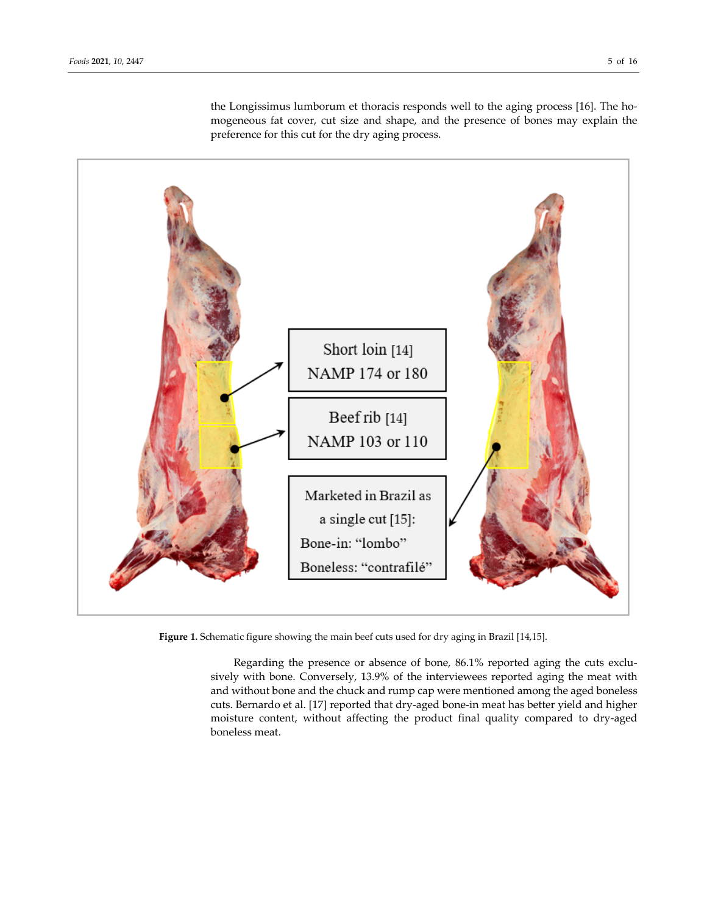the Longissimus lumborum et thoracis responds well to the aging process [16]. The homogeneous fat cover, cut size and shape, and the presence of bones may explain the preference for this cut for the dry aging process.

Short loin [14]
NAMP 174 or 180

Beef rib [14]
NAMP 103 or 110

Marketed in Brazil as a single cut [15]:
Bone-in: "lombo"
Boneless: "contrafilé"

**Figure 1.** Schematic figure showing the main beef cuts used for dry aging in Brazil [14,15].

Regarding the presence or absence of bone, 86.1% reported aging the cuts exclusively with bone. Conversely, 13.9% of the interviewees reported aging the meat with and without bone and the chuck and rump cap were mentioned among the aged boneless cuts. Bernardo et al. [17] reported that dry-aged bone-in meat has better yield and higher moisture content, without affecting the product final quality compared to dry-aged boneless meat.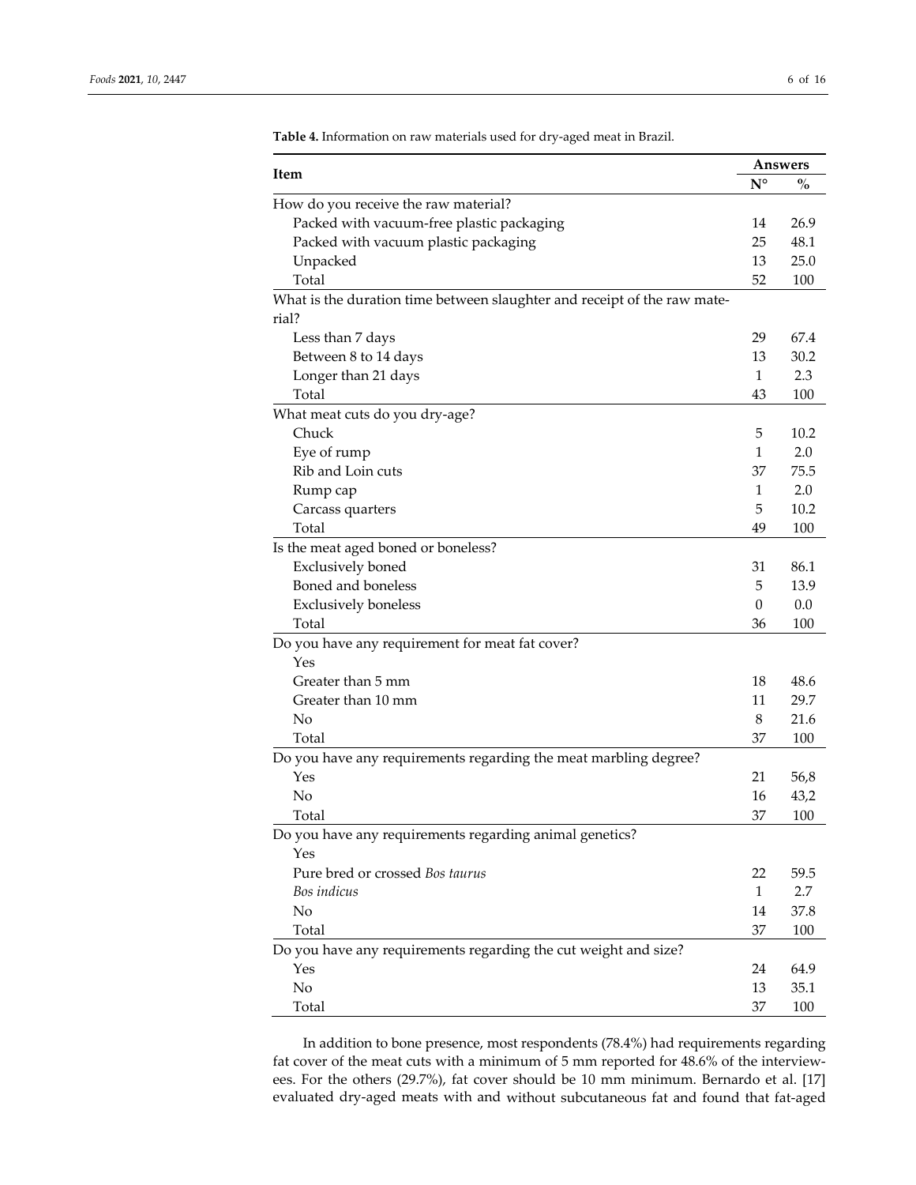**Table 4.** Information on raw materials used for dry-aged meat in Brazil.

| Item | Answers | |
|---|---|---|
| | N° | % |
| How do you receive the raw material? | | |
| Packed with vacuum-free plastic packaging | 14 | 26.9 |
| Packed with vacuum plastic packaging | 25 | 48.1 |
| Unpacked | 13 | 25.0 |
| Total | 52 | 100 |
| What is the duration time between slaughter and receipt of the raw material? | | |
| Less than 7 days | 29 | 67.4 |
| Between 8 to 14 days | 13 | 30.2 |
| Longer than 21 days | 1 | 2.3 |
| Total | 43 | 100 |
| What meat cuts do you dry-age? | | |
| Chuck | 5 | 10.2 |
| Eye of rump | 1 | 2.0 |
| Rib and Loin cuts | 37 | 75.5 |
| Rump cap | 1 | 2.0 |
| Carcass quarters | 5 | 10.2 |
| Total | 49 | 100 |
| Is the meat aged boned or boneless? | | |
| Exclusively boned | 31 | 86.1 |
| Boned and boneless | 5 | 13.9 |
| Exclusively boneless | 0 | 0.0 |
| Total | 36 | 100 |
| Do you have any requirement for meat fat cover? | | |
| Yes | | |
| Greater than 5 mm | 18 | 48.6 |
| Greater than 10 mm | 11 | 29.7 |
| No | 8 | 21.6 |
| Total | 37 | 100 |
| Do you have any requirements regarding the meat marbling degree? | | |
| Yes | 21 | 56,8 |
| No | 16 | 43,2 |
| Total | 37 | 100 |
| Do you have any requirements regarding animal genetics? | | |
| Yes | | |
| Pure bred or crossed *Bos taurus* | 22 | 59.5 |
| *Bos indicus* | 1 | 2.7 |
| No | 14 | 37.8 |
| Total | 37 | 100 |
| Do you have any requirements regarding the cut weight and size? | | |
| Yes | 24 | 64.9 |
| No | 13 | 35.1 |
| Total | 37 | 100 |

In addition to bone presence, most respondents (78.4%) had requirements regarding fat cover of the meat cuts with a minimum of 5 mm reported for 48.6% of the interviewees. For the others (29.7%), fat cover should be 10 mm minimum. Bernardo et al. [17] evaluated dry-aged meats with and without subcutaneous fat and found that fat-aged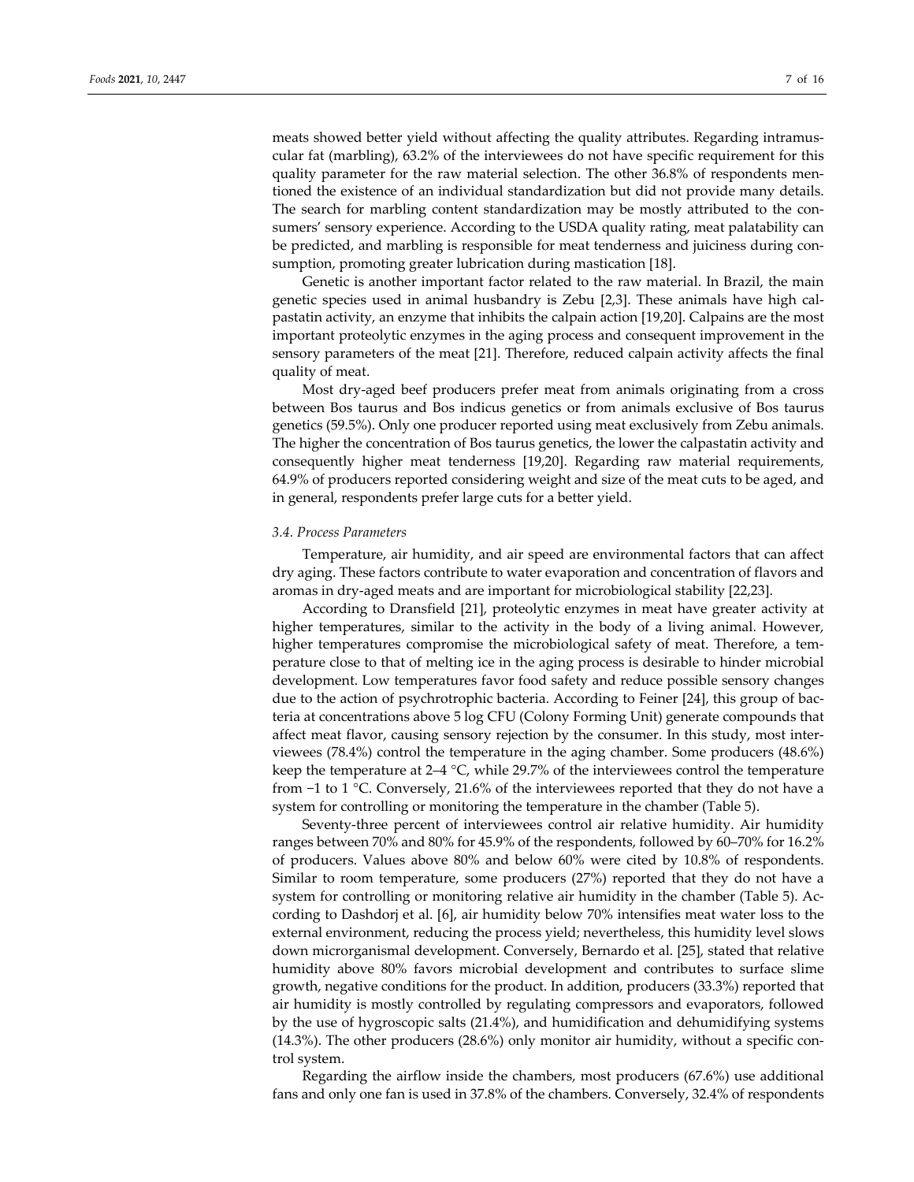meats showed better yield without affecting the quality attributes. Regarding intramuscular fat (marbling), 63.2% of the interviewees do not have specific requirement for this quality parameter for the raw material selection. The other 36.8% of respondents mentioned the existence of an individual standardization but did not provide many details. The search for marbling content standardization may be mostly attributed to the consumers' sensory experience. According to the USDA quality rating, meat palatability can be predicted, and marbling is responsible for meat tenderness and juiciness during consumption, promoting greater lubrication during mastication [18].

Genetic is another important factor related to the raw material. In Brazil, the main genetic species used in animal husbandry is Zebu [2,3]. These animals have high calpastatin activity, an enzyme that inhibits the calpain action [19,20]. Calpains are the most important proteolytic enzymes in the aging process and consequent improvement in the sensory parameters of the meat [21]. Therefore, reduced calpain activity affects the final quality of meat.

Most dry-aged beef producers prefer meat from animals originating from a cross between Bos taurus and Bos indicus genetics or from animals exclusive of Bos taurus genetics (59.5%). Only one producer reported using meat exclusively from Zebu animals. The higher the concentration of Bos taurus genetics, the lower the calpastatin activity and consequently higher meat tenderness [19,20]. Regarding raw material requirements, 64.9% of producers reported considering weight and size of the meat cuts to be aged, and in general, respondents prefer large cuts for a better yield.

### *3.4. Process Parameters*

Temperature, air humidity, and air speed are environmental factors that can affect dry aging. These factors contribute to water evaporation and concentration of flavors and aromas in dry-aged meats and are important for microbiological stability [22,23].

According to Dransfield [21], proteolytic enzymes in meat have greater activity at higher temperatures, similar to the activity in the body of a living animal. However, higher temperatures compromise the microbiological safety of meat. Therefore, a temperature close to that of melting ice in the aging process is desirable to hinder microbial development. Low temperatures favor food safety and reduce possible sensory changes due to the action of psychrotrophic bacteria. According to Feiner [24], this group of bacteria at concentrations above 5 log CFU (Colony Forming Unit) generate compounds that affect meat flavor, causing sensory rejection by the consumer. In this study, most interviewees (78.4%) control the temperature in the aging chamber. Some producers (48.6%) keep the temperature at 2–4 °C, while 29.7% of the interviewees control the temperature from −1 to 1 °C. Conversely, 21.6% of the interviewees reported that they do not have a system for controlling or monitoring the temperature in the chamber (Table 5).

Seventy-three percent of interviewees control air relative humidity. Air humidity ranges between 70% and 80% for 45.9% of the respondents, followed by 60–70% for 16.2% of producers. Values above 80% and below 60% were cited by 10.8% of respondents. Similar to room temperature, some producers (27%) reported that they do not have a system for controlling or monitoring relative air humidity in the chamber (Table 5). According to Dashdorj et al. [6], air humidity below 70% intensifies meat water loss to the external environment, reducing the process yield; nevertheless, this humidity level slows down microrganismal development. Conversely, Bernardo et al. [25], stated that relative humidity above 80% favors microbial development and contributes to surface slime growth, negative conditions for the product. In addition, producers (33.3%) reported that air humidity is mostly controlled by regulating compressors and evaporators, followed by the use of hygroscopic salts (21.4%), and humidification and dehumidifying systems (14.3%). The other producers (28.6%) only monitor air humidity, without a specific control system.

Regarding the airflow inside the chambers, most producers (67.6%) use additional fans and only one fan is used in 37.8% of the chambers. Conversely, 32.4% of respondents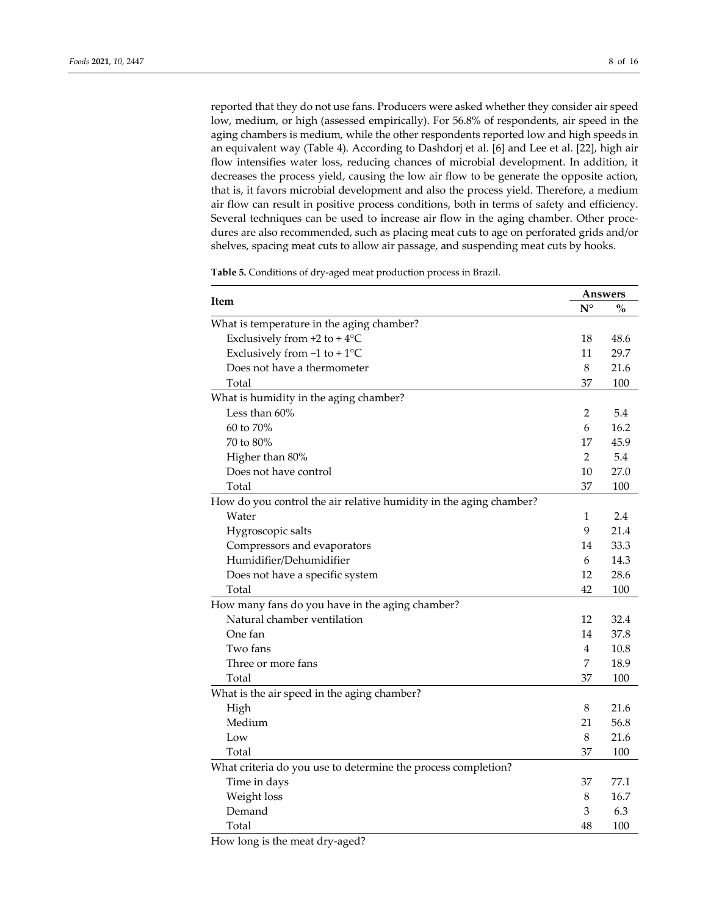reported that they do not use fans. Producers were asked whether they consider air speed low, medium, or high (assessed empirically). For 56.8% of respondents, air speed in the aging chambers is medium, while the other respondents reported low and high speeds in an equivalent way (Table 4). According to Dashdorj et al. [6] and Lee et al. [22], high air flow intensifies water loss, reducing chances of microbial development. In addition, it decreases the process yield, causing the low air flow to be generate the opposite action, that is, it favors microbial development and also the process yield. Therefore, a medium air flow can result in positive process conditions, both in terms of safety and efficiency. Several techniques can be used to increase air flow in the aging chamber. Other procedures are also recommended, such as placing meat cuts to age on perforated grids and/or shelves, spacing meat cuts to allow air passage, and suspending meat cuts by hooks.

**Table 5.** Conditions of dry-aged meat production process in Brazil.

| Item | Answers | |
|---|---|---|
| | N° | % |
| What is temperature in the aging chamber? | | |
| Exclusively from +2 to + 4°C | 18 | 48.6 |
| Exclusively from −1 to + 1°C | 11 | 29.7 |
| Does not have a thermometer | 8 | 21.6 |
| Total | 37 | 100 |
| What is humidity in the aging chamber? | | |
| Less than 60% | 2 | 5.4 |
| 60 to 70% | 6 | 16.2 |
| 70 to 80% | 17 | 45.9 |
| Higher than 80% | 2 | 5.4 |
| Does not have control | 10 | 27.0 |
| Total | 37 | 100 |
| How do you control the air relative humidity in the aging chamber? | | |
| Water | 1 | 2.4 |
| Hygroscopic salts | 9 | 21.4 |
| Compressors and evaporators | 14 | 33.3 |
| Humidifier/Dehumidifier | 6 | 14.3 |
| Does not have a specific system | 12 | 28.6 |
| Total | 42 | 100 |
| How many fans do you have in the aging chamber? | | |
| Natural chamber ventilation | 12 | 32.4 |
| One fan | 14 | 37.8 |
| Two fans | 4 | 10.8 |
| Three or more fans | 7 | 18.9 |
| Total | 37 | 100 |
| What is the air speed in the aging chamber? | | |
| High | 8 | 21.6 |
| Medium | 21 | 56.8 |
| Low | 8 | 21.6 |
| Total | 37 | 100 |
| What criteria do you use to determine the process completion? | | |
| Time in days | 37 | 77.1 |
| Weight loss | 8 | 16.7 |
| Demand | 3 | 6.3 |
| Total | 48 | 100 |
| How long is the meat dry-aged? | | |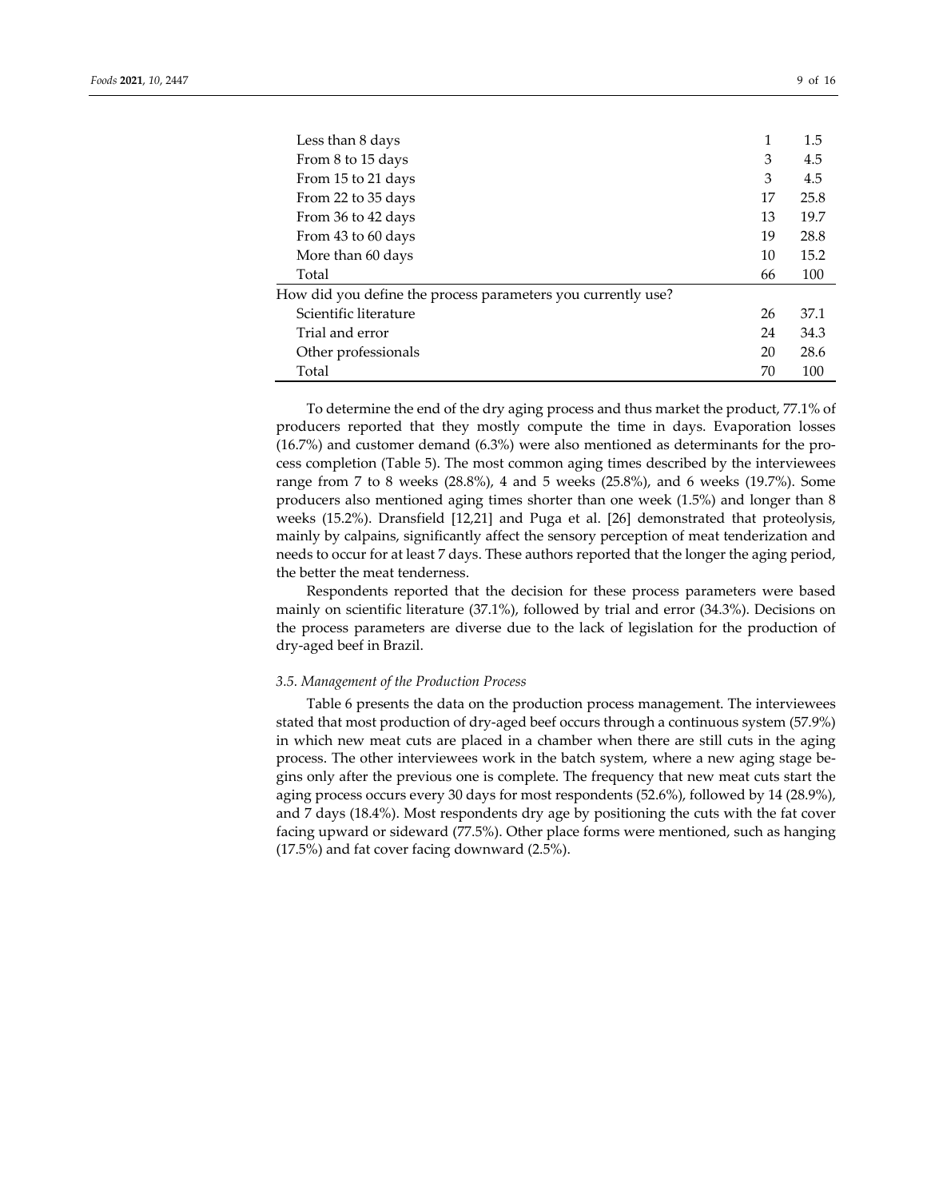| | | |
|---|---|---|
| Less than 8 days | 1 | 1.5 |
| From 8 to 15 days | 3 | 4.5 |
| From 15 to 21 days | 3 | 4.5 |
| From 22 to 35 days | 17 | 25.8 |
| From 36 to 42 days | 13 | 19.7 |
| From 43 to 60 days | 19 | 28.8 |
| More than 60 days | 10 | 15.2 |
| Total | 66 | 100 |
| How did you define the process parameters you currently use? | | |
| Scientific literature | 26 | 37.1 |
| Trial and error | 24 | 34.3 |
| Other professionals | 20 | 28.6 |
| Total | 70 | 100 |

To determine the end of the dry aging process and thus market the product, 77.1% of producers reported that they mostly compute the time in days. Evaporation losses (16.7%) and customer demand (6.3%) were also mentioned as determinants for the process completion (Table 5). The most common aging times described by the interviewees range from 7 to 8 weeks (28.8%), 4 and 5 weeks (25.8%), and 6 weeks (19.7%). Some producers also mentioned aging times shorter than one week (1.5%) and longer than 8 weeks (15.2%). Dransfield [12,21] and Puga et al. [26] demonstrated that proteolysis, mainly by calpains, significantly affect the sensory perception of meat tenderization and needs to occur for at least 7 days. These authors reported that the longer the aging period, the better the meat tenderness.

Respondents reported that the decision for these process parameters were based mainly on scientific literature (37.1%), followed by trial and error (34.3%). Decisions on the process parameters are diverse due to the lack of legislation for the production of dry-aged beef in Brazil.

### *3.5. Management of the Production Process*

Table 6 presents the data on the production process management. The interviewees stated that most production of dry-aged beef occurs through a continuous system (57.9%) in which new meat cuts are placed in a chamber when there are still cuts in the aging process. The other interviewees work in the batch system, where a new aging stage begins only after the previous one is complete. The frequency that new meat cuts start the aging process occurs every 30 days for most respondents (52.6%), followed by 14 (28.9%), and 7 days (18.4%). Most respondents dry age by positioning the cuts with the fat cover facing upward or sideward (77.5%). Other place forms were mentioned, such as hanging (17.5%) and fat cover facing downward (2.5%).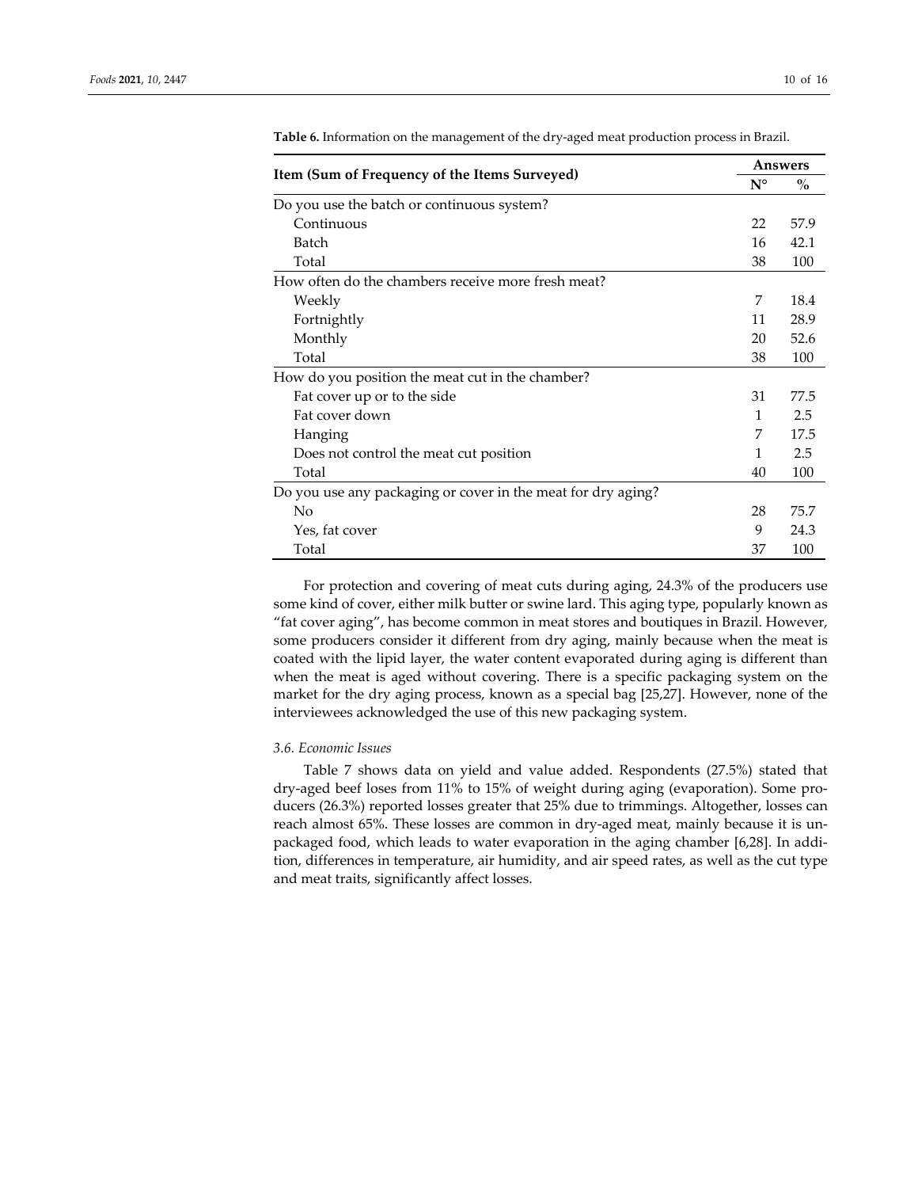**Table 6.** Information on the management of the dry-aged meat production process in Brazil.

| Item (Sum of Frequency of the Items Surveyed) | Answers | |
|---|---|---|
| | N° | % |
| Do you use the batch or continuous system? | | |
| Continuous | 22 | 57.9 |
| Batch | 16 | 42.1 |
| Total | 38 | 100 |
| How often do the chambers receive more fresh meat? | | |
| Weekly | 7 | 18.4 |
| Fortnightly | 11 | 28.9 |
| Monthly | 20 | 52.6 |
| Total | 38 | 100 |
| How do you position the meat cut in the chamber? | | |
| Fat cover up or to the side | 31 | 77.5 |
| Fat cover down | 1 | 2.5 |
| Hanging | 7 | 17.5 |
| Does not control the meat cut position | 1 | 2.5 |
| Total | 40 | 100 |
| Do you use any packaging or cover in the meat for dry aging? | | |
| No | 28 | 75.7 |
| Yes, fat cover | 9 | 24.3 |
| Total | 37 | 100 |

For protection and covering of meat cuts during aging, 24.3% of the producers use some kind of cover, either milk butter or swine lard. This aging type, popularly known as "fat cover aging", has become common in meat stores and boutiques in Brazil. However, some producers consider it different from dry aging, mainly because when the meat is coated with the lipid layer, the water content evaporated during aging is different than when the meat is aged without covering. There is a specific packaging system on the market for the dry aging process, known as a special bag [25,27]. However, none of the interviewees acknowledged the use of this new packaging system.

### *3.6. Economic Issues*

Table 7 shows data on yield and value added. Respondents (27.5%) stated that dry-aged beef loses from 11% to 15% of weight during aging (evaporation). Some producers (26.3%) reported losses greater that 25% due to trimmings. Altogether, losses can reach almost 65%. These losses are common in dry-aged meat, mainly because it is unpackaged food, which leads to water evaporation in the aging chamber [6,28]. In addition, differences in temperature, air humidity, and air speed rates, as well as the cut type and meat traits, significantly affect losses.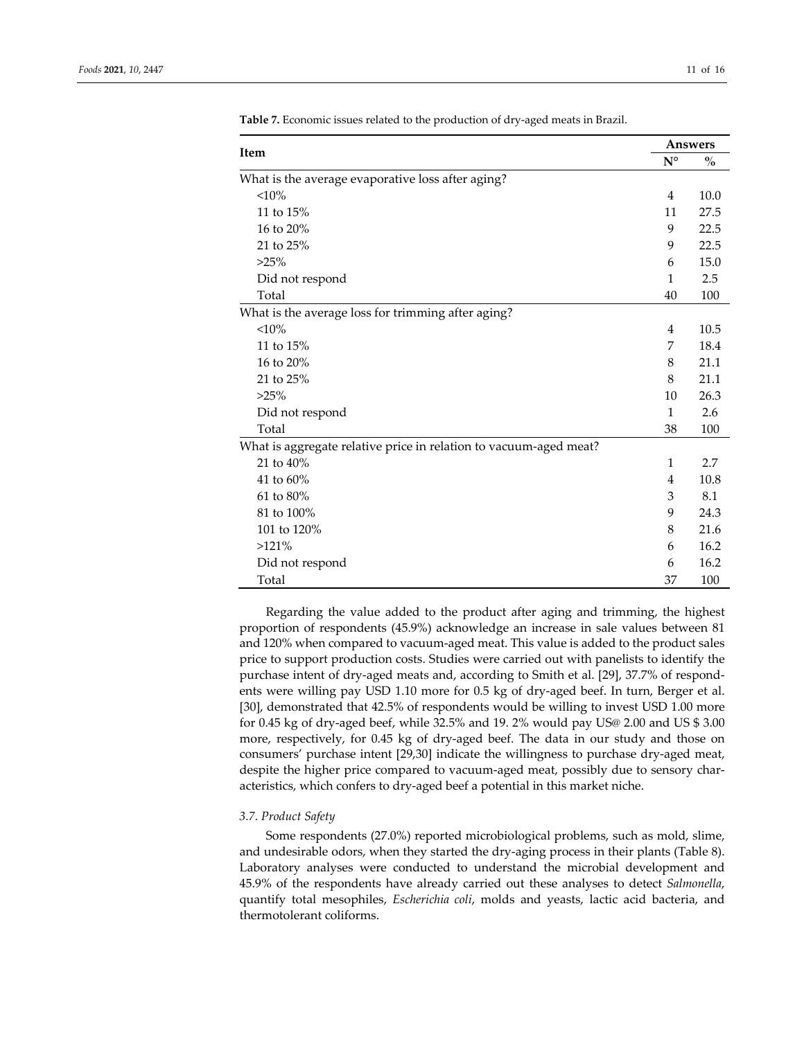**Table 7.** Economic issues related to the production of dry-aged meats in Brazil.

| Item | Answers | |
|---|---|---|
| | N° | % |
| What is the average evaporative loss after aging? | | |
| <10% | 4 | 10.0 |
| 11 to 15% | 11 | 27.5 |
| 16 to 20% | 9 | 22.5 |
| 21 to 25% | 9 | 22.5 |
| >25% | 6 | 15.0 |
| Did not respond | 1 | 2.5 |
| Total | 40 | 100 |
| What is the average loss for trimming after aging? | | |
| <10% | 4 | 10.5 |
| 11 to 15% | 7 | 18.4 |
| 16 to 20% | 8 | 21.1 |
| 21 to 25% | 8 | 21.1 |
| >25% | 10 | 26.3 |
| Did not respond | 1 | 2.6 |
| Total | 38 | 100 |
| What is aggregate relative price in relation to vacuum-aged meat? | | |
| 21 to 40% | 1 | 2.7 |
| 41 to 60% | 4 | 10.8 |
| 61 to 80% | 3 | 8.1 |
| 81 to 100% | 9 | 24.3 |
| 101 to 120% | 8 | 21.6 |
| >121% | 6 | 16.2 |
| Did not respond | 6 | 16.2 |
| Total | 37 | 100 |

Regarding the value added to the product after aging and trimming, the highest proportion of respondents (45.9%) acknowledge an increase in sale values between 81 and 120% when compared to vacuum-aged meat. This value is added to the product sales price to support production costs. Studies were carried out with panelists to identify the purchase intent of dry-aged meats and, according to Smith et al. [29], 37.7% of respondents were willing pay USD 1.10 more for 0.5 kg of dry-aged beef. In turn, Berger et al. [30], demonstrated that 42.5% of respondents would be willing to invest USD 1.00 more for 0.45 kg of dry-aged beef, while 32.5% and 19. 2% would pay US@ 2.00 and US $ 3.00 more, respectively, for 0.45 kg of dry-aged beef. The data in our study and those on consumers' purchase intent [29,30] indicate the willingness to purchase dry-aged meat, despite the higher price compared to vacuum-aged meat, possibly due to sensory characteristics, which confers to dry-aged beef a potential in this market niche.

### *3.7. Product Safety*

Some respondents (27.0%) reported microbiological problems, such as mold, slime, and undesirable odors, when they started the dry-aging process in their plants (Table 8). Laboratory analyses were conducted to understand the microbial development and 45.9% of the respondents have already carried out these analyses to detect *Salmonella*, quantify total mesophiles, *Escherichia coli*, molds and yeasts, lactic acid bacteria, and thermotolerant coliforms.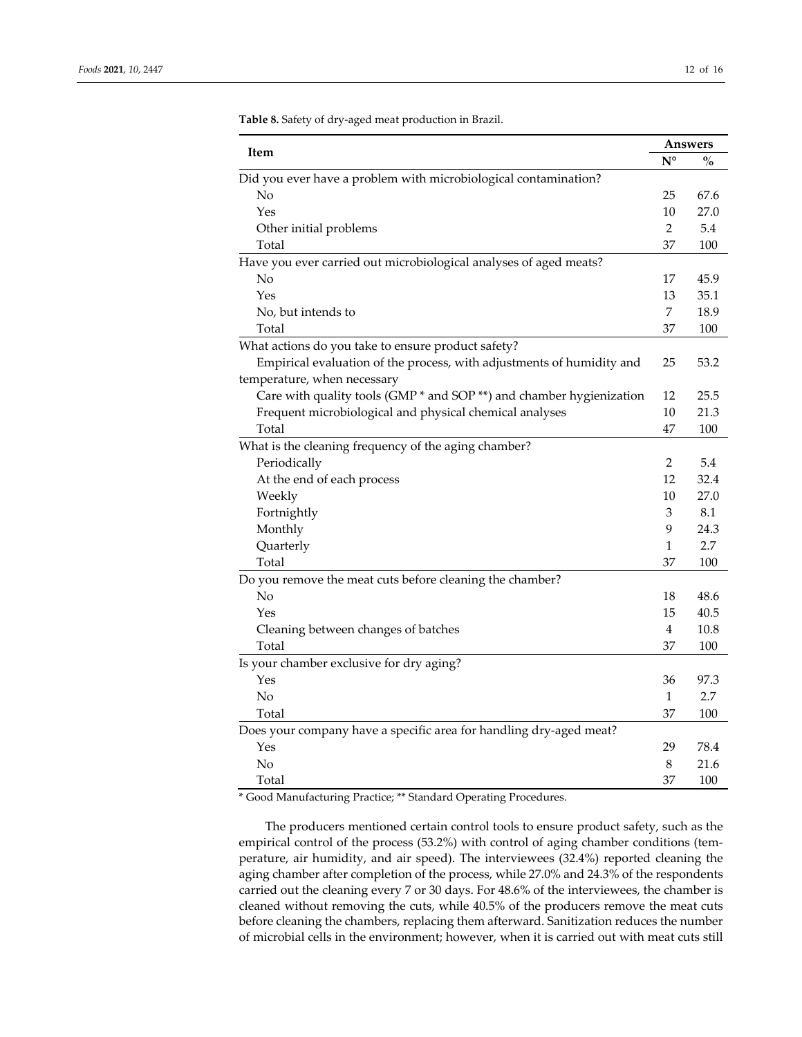**Table 8.** Safety of dry-aged meat production in Brazil.

| Item | Answers | |
|---|---|---|
| | N° | % |
| Did you ever have a problem with microbiological contamination? | | |
| No | 25 | 67.6 |
| Yes | 10 | 27.0 |
| Other initial problems | 2 | 5.4 |
| Total | 37 | 100 |
| Have you ever carried out microbiological analyses of aged meats? | | |
| No | 17 | 45.9 |
| Yes | 13 | 35.1 |
| No, but intends to | 7 | 18.9 |
| Total | 37 | 100 |
| What actions do you take to ensure product safety? | | |
| Empirical evaluation of the process, with adjustments of humidity and temperature, when necessary | 25 | 53.2 |
| Care with quality tools (GMP * and SOP **) and chamber hygienization | 12 | 25.5 |
| Frequent microbiological and physical chemical analyses | 10 | 21.3 |
| Total | 47 | 100 |
| What is the cleaning frequency of the aging chamber? | | |
| Periodically | 2 | 5.4 |
| At the end of each process | 12 | 32.4 |
| Weekly | 10 | 27.0 |
| Fortnightly | 3 | 8.1 |
| Monthly | 9 | 24.3 |
| Quarterly | 1 | 2.7 |
| Total | 37 | 100 |
| Do you remove the meat cuts before cleaning the chamber? | | |
| No | 18 | 48.6 |
| Yes | 15 | 40.5 |
| Cleaning between changes of batches | 4 | 10.8 |
| Total | 37 | 100 |
| Is your chamber exclusive for dry aging? | | |
| Yes | 36 | 97.3 |
| No | 1 | 2.7 |
| Total | 37 | 100 |
| Does your company have a specific area for handling dry-aged meat? | | |
| Yes | 29 | 78.4 |
| No | 8 | 21.6 |
| Total | 37 | 100 |

* Good Manufacturing Practice; ** Standard Operating Procedures.

The producers mentioned certain control tools to ensure product safety, such as the empirical control of the process (53.2%) with control of aging chamber conditions (temperature, air humidity, and air speed). The interviewees (32.4%) reported cleaning the aging chamber after completion of the process, while 27.0% and 24.3% of the respondents carried out the cleaning every 7 or 30 days. For 48.6% of the interviewees, the chamber is cleaned without removing the cuts, while 40.5% of the producers remove the meat cuts before cleaning the chambers, replacing them afterward. Sanitization reduces the number of microbial cells in the environment; however, when it is carried out with meat cuts still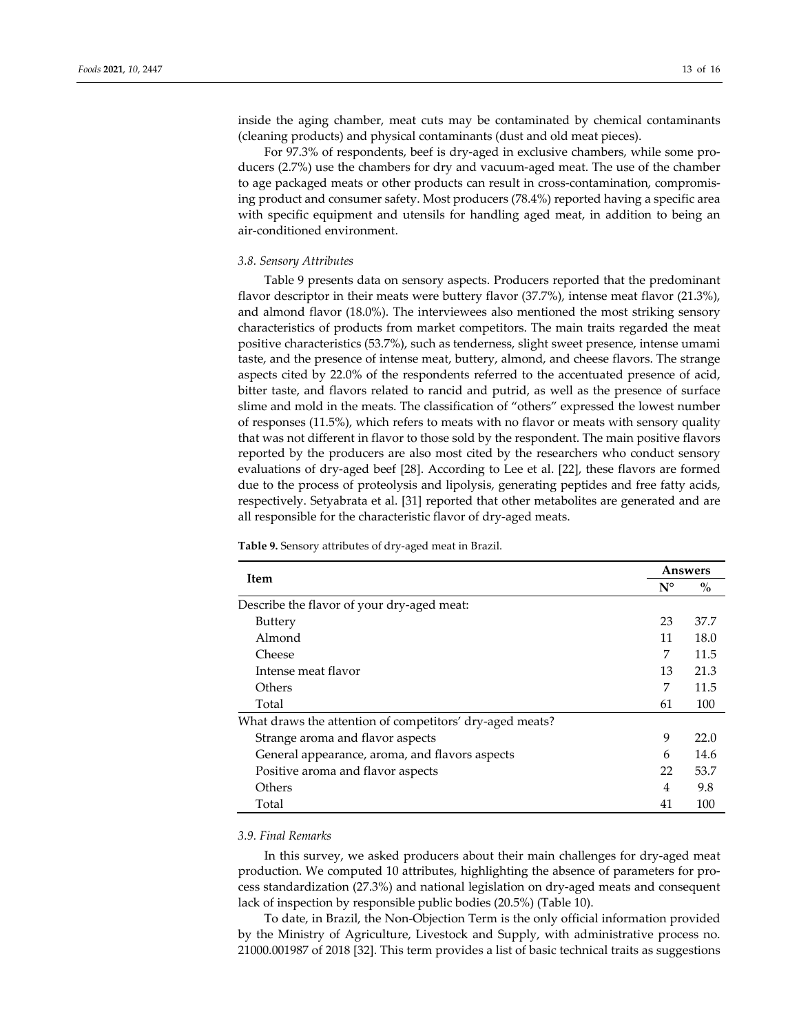inside the aging chamber, meat cuts may be contaminated by chemical contaminants (cleaning products) and physical contaminants (dust and old meat pieces).

For 97.3% of respondents, beef is dry-aged in exclusive chambers, while some producers (2.7%) use the chambers for dry and vacuum-aged meat. The use of the chamber to age packaged meats or other products can result in cross-contamination, compromising product and consumer safety. Most producers (78.4%) reported having a specific area with specific equipment and utensils for handling aged meat, in addition to being an air-conditioned environment.

### *3.8. Sensory Attributes*

Table 9 presents data on sensory aspects. Producers reported that the predominant flavor descriptor in their meats were buttery flavor (37.7%), intense meat flavor (21.3%), and almond flavor (18.0%). The interviewees also mentioned the most striking sensory characteristics of products from market competitors. The main traits regarded the meat positive characteristics (53.7%), such as tenderness, slight sweet presence, intense umami taste, and the presence of intense meat, buttery, almond, and cheese flavors. The strange aspects cited by 22.0% of the respondents referred to the accentuated presence of acid, bitter taste, and flavors related to rancid and putrid, as well as the presence of surface slime and mold in the meats. The classification of "others" expressed the lowest number of responses (11.5%), which refers to meats with no flavor or meats with sensory quality that was not different in flavor to those sold by the respondent. The main positive flavors reported by the producers are also most cited by the researchers who conduct sensory evaluations of dry-aged beef [28]. According to Lee et al. [22], these flavors are formed due to the process of proteolysis and lipolysis, generating peptides and free fatty acids, respectively. Setyabrata et al. [31] reported that other metabolites are generated and are all responsible for the characteristic flavor of dry-aged meats.

**Table 9.** Sensory attributes of dry-aged meat in Brazil.

| Item | Answers | |
|---|---|---|
| | N° | % |
| Describe the flavor of your dry-aged meat: | | |
| Buttery | 23 | 37.7 |
| Almond | 11 | 18.0 |
| Cheese | 7 | 11.5 |
| Intense meat flavor | 13 | 21.3 |
| Others | 7 | 11.5 |
| Total | 61 | 100 |
| What draws the attention of competitors' dry-aged meats? | | |
| Strange aroma and flavor aspects | 9 | 22.0 |
| General appearance, aroma, and flavors aspects | 6 | 14.6 |
| Positive aroma and flavor aspects | 22 | 53.7 |
| Others | 4 | 9.8 |
| Total | 41 | 100 |

### *3.9. Final Remarks*

In this survey, we asked producers about their main challenges for dry-aged meat production. We computed 10 attributes, highlighting the absence of parameters for process standardization (27.3%) and national legislation on dry-aged meats and consequent lack of inspection by responsible public bodies (20.5%) (Table 10).

To date, in Brazil, the Non-Objection Term is the only official information provided by the Ministry of Agriculture, Livestock and Supply, with administrative process no. 21000.001987 of 2018 [32]. This term provides a list of basic technical traits as suggestions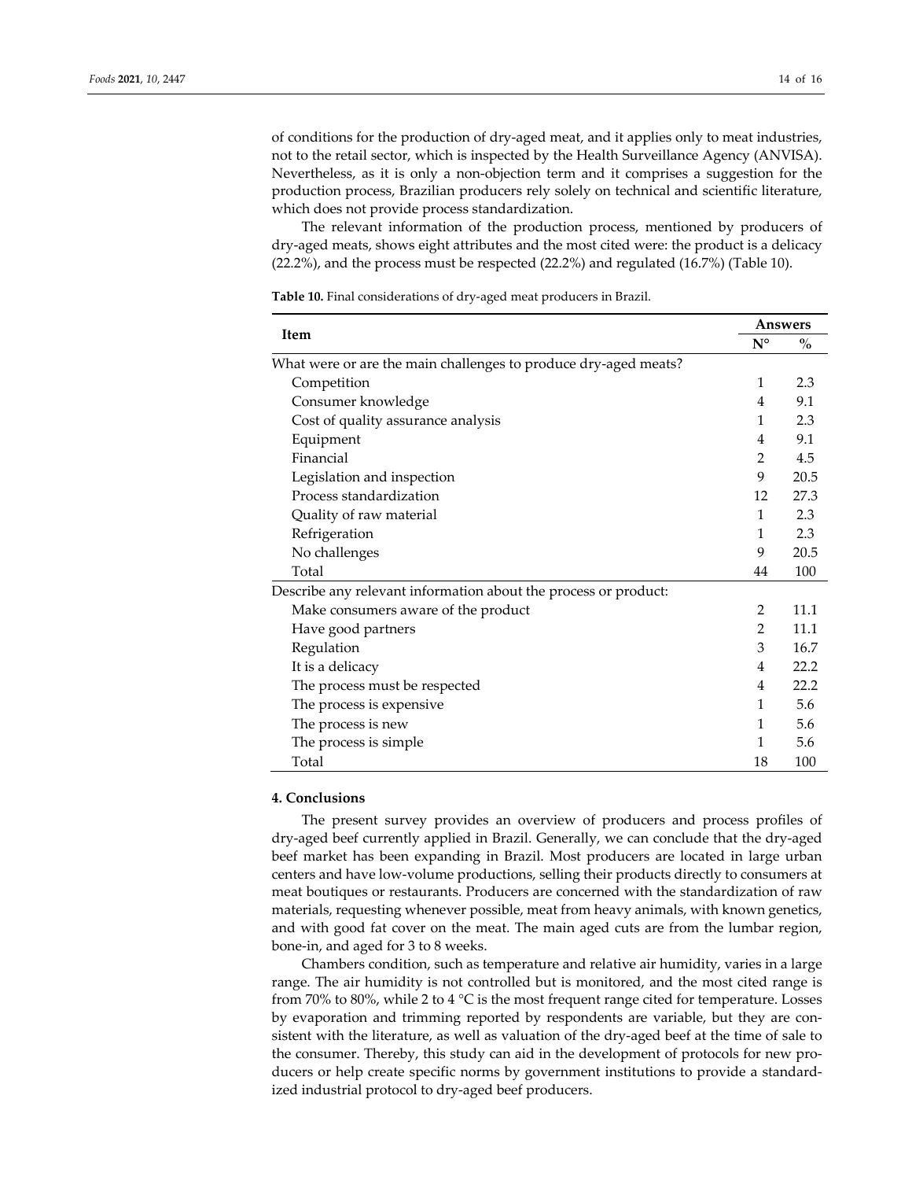of conditions for the production of dry-aged meat, and it applies only to meat industries, not to the retail sector, which is inspected by the Health Surveillance Agency (ANVISA). Nevertheless, as it is only a non-objection term and it comprises a suggestion for the production process, Brazilian producers rely solely on technical and scientific literature, which does not provide process standardization.

The relevant information of the production process, mentioned by producers of dry-aged meats, shows eight attributes and the most cited were: the product is a delicacy (22.2%), and the process must be respected (22.2%) and regulated (16.7%) (Table 10).

**Table 10.** Final considerations of dry-aged meat producers in Brazil.

| Item | Answers | |
|---|---|---|
| | N° | % |
| What were or are the main challenges to produce dry-aged meats? | | |
| Competition | 1 | 2.3 |
| Consumer knowledge | 4 | 9.1 |
| Cost of quality assurance analysis | 1 | 2.3 |
| Equipment | 4 | 9.1 |
| Financial | 2 | 4.5 |
| Legislation and inspection | 9 | 20.5 |
| Process standardization | 12 | 27.3 |
| Quality of raw material | 1 | 2.3 |
| Refrigeration | 1 | 2.3 |
| No challenges | 9 | 20.5 |
| Total | 44 | 100 |
| Describe any relevant information about the process or product: | | |
| Make consumers aware of the product | 2 | 11.1 |
| Have good partners | 2 | 11.1 |
| Regulation | 3 | 16.7 |
| It is a delicacy | 4 | 22.2 |
| The process must be respected | 4 | 22.2 |
| The process is expensive | 1 | 5.6 |
| The process is new | 1 | 5.6 |
| The process is simple | 1 | 5.6 |
| Total | 18 | 100 |

## 4. Conclusions

The present survey provides an overview of producers and process profiles of dry-aged beef currently applied in Brazil. Generally, we can conclude that the dry-aged beef market has been expanding in Brazil. Most producers are located in large urban centers and have low-volume productions, selling their products directly to consumers at meat boutiques or restaurants. Producers are concerned with the standardization of raw materials, requesting whenever possible, meat from heavy animals, with known genetics, and with good fat cover on the meat. The main aged cuts are from the lumbar region, bone-in, and aged for 3 to 8 weeks.

Chambers condition, such as temperature and relative air humidity, varies in a large range. The air humidity is not controlled but is monitored, and the most cited range is from 70% to 80%, while 2 to 4 °C is the most frequent range cited for temperature. Losses by evaporation and trimming reported by respondents are variable, but they are consistent with the literature, as well as valuation of the dry-aged beef at the time of sale to the consumer. Thereby, this study can aid in the development of protocols for new producers or help create specific norms by government institutions to provide a standardized industrial protocol to dry-aged beef producers.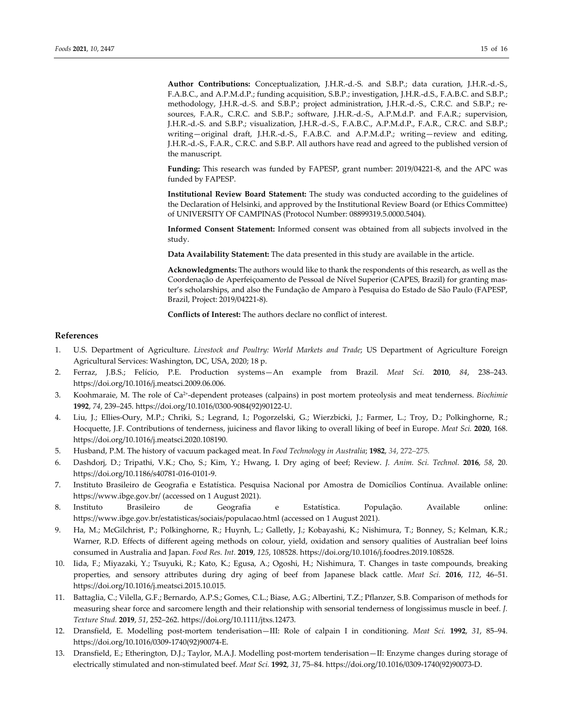**Author Contributions:** Conceptualization, J.H.R.-d.-S. and S.B.P.; data curation, J.H.R.-d.-S., F.A.B.C., and A.P.M.d.P.; funding acquisition, S.B.P.; investigation, J.H.R.-d.S., F.A.B.C. and S.B.P.; methodology, J.H.R.-d.-S. and S.B.P.; project administration, J.H.R.-d.-S., C.R.C. and S.B.P.; resources, F.A.R., C.R.C. and S.B.P.; software, J.H.R.-d.-S., A.P.M.d.P. and F.A.R.; supervision, J.H.R.-d.-S. and S.B.P.; visualization, J.H.R.-d.-S., F.A.B.C., A.P.M.d.P., F.A.R., C.R.C. and S.B.P.; writing—original draft, J.H.R.-d.-S., F.A.B.C. and A.P.M.d.P.; writing—review and editing, J.H.R.-d.-S., F.A.R., C.R.C. and S.B.P. All authors have read and agreed to the published version of the manuscript.

**Funding:** This research was funded by FAPESP, grant number: 2019/04221-8, and the APC was funded by FAPESP.

**Institutional Review Board Statement:** The study was conducted according to the guidelines of the Declaration of Helsinki, and approved by the Institutional Review Board (or Ethics Committee) of UNIVERSITY OF CAMPINAS (Protocol Number: 08899319.5.0000.5404).

**Informed Consent Statement:** Informed consent was obtained from all subjects involved in the study.

**Data Availability Statement:** The data presented in this study are available in the article.

**Acknowledgments:** The authors would like to thank the respondents of this research, as well as the Coordenação de Aperfeiçoamento de Pessoal de Nível Superior (CAPES, Brazil) for granting master's scholarships, and also the Fundação de Amparo à Pesquisa do Estado de São Paulo (FAPESP, Brazil, Project: 2019/04221-8).

**Conflicts of Interest:** The authors declare no conflict of interest.

## References

1. U.S. Department of Agriculture. *Livestock and Poultry: World Markets and Trade*; US Department of Agriculture Foreign Agricultural Services: Washington, DC, USA, 2020; 18 p.
2. Ferraz, J.B.S.; Felício, P.E. Production systems—An example from Brazil. *Meat Sci.* **2010**, *84*, 238–243. https://doi.org/10.1016/j.meatsci.2009.06.006.
3. Koohmaraie, M. The role of $Ca^{2+}$-dependent proteases (calpains) in post mortem proteolysis and meat tenderness. *Biochimie* **1992**, *74*, 239–245. https://doi.org/10.1016/0300-9084(92)90122-U.
4. Liu, J.; Ellies-Oury, M.P.; Chriki, S.; Legrand, I.; Pogorzelski, G.; Wierzbicki, J.; Farmer, L.; Troy, D.; Polkinghorne, R.; Hocquette, J.F. Contributions of tenderness, juiciness and flavor liking to overall liking of beef in Europe. *Meat Sci.* **2020**, 168. https://doi.org/10.1016/j.meatsci.2020.108190.
5. Husband, P.M. The history of vacuum packaged meat. In *Food Technology in Australia*; **1982**, *34*, 272–275.
6. Dashdorj, D.; Tripathi, V.K.; Cho, S.; Kim, Y.; Hwang, I. Dry aging of beef; Review. *J. Anim. Sci. Technol.* **2016**, *58*, 20. https://doi.org/10.1186/s40781-016-0101-9.
7. Instituto Brasileiro de Geografia e Estatística. Pesquisa Nacional por Amostra de Domicílios Contínua. Available online: https://www.ibge.gov.br/ (accessed on 1 August 2021).
8. Instituto Brasileiro de Geografia e Estatística. População. Available online: https://www.ibge.gov.br/estatisticas/sociais/populacao.html (accessed on 1 August 2021).
9. Ha, M.; McGilchrist, P.; Polkinghorne, R.; Huynh, L.; Galletly, J.; Kobayashi, K.; Nishimura, T.; Bonney, S.; Kelman, K.R.; Warner, R.D. Effects of different ageing methods on colour, yield, oxidation and sensory qualities of Australian beef loins consumed in Australia and Japan. *Food Res. Int.* **2019**, *125*, 108528. https://doi.org/10.1016/j.foodres.2019.108528.
10. Iida, F.; Miyazaki, Y.; Tsuyuki, R.; Kato, K.; Egusa, A.; Ogoshi, H.; Nishimura, T. Changes in taste compounds, breaking properties, and sensory attributes during dry aging of beef from Japanese black cattle. *Meat Sci.* **2016**, *112*, 46–51. https://doi.org/10.1016/j.meatsci.2015.10.015.
11. Battaglia, C.; Vilella, G.F.; Bernardo, A.P.S.; Gomes, C.L.; Biase, A.G.; Albertini, T.Z.; Pflanzer, S.B. Comparison of methods for measuring shear force and sarcomere length and their relationship with sensorial tenderness of longissimus muscle in beef. *J. Texture Stud.* **2019**, *51*, 252–262. https://doi.org/10.1111/jtxs.12473.
12. Dransfield, E. Modelling post-mortem tenderisation—III: Role of calpain I in conditioning. *Meat Sci.* **1992**, *31*, 85–94. https://doi.org/10.1016/0309-1740(92)90074-E.
13. Dransfield, E.; Etherington, D.J.; Taylor, M.A.J. Modelling post-mortem tenderisation—II: Enzyme changes during storage of electrically stimulated and non-stimulated beef. *Meat Sci.* **1992**, *31*, 75–84. https://doi.org/10.1016/0309-1740(92)90073-D.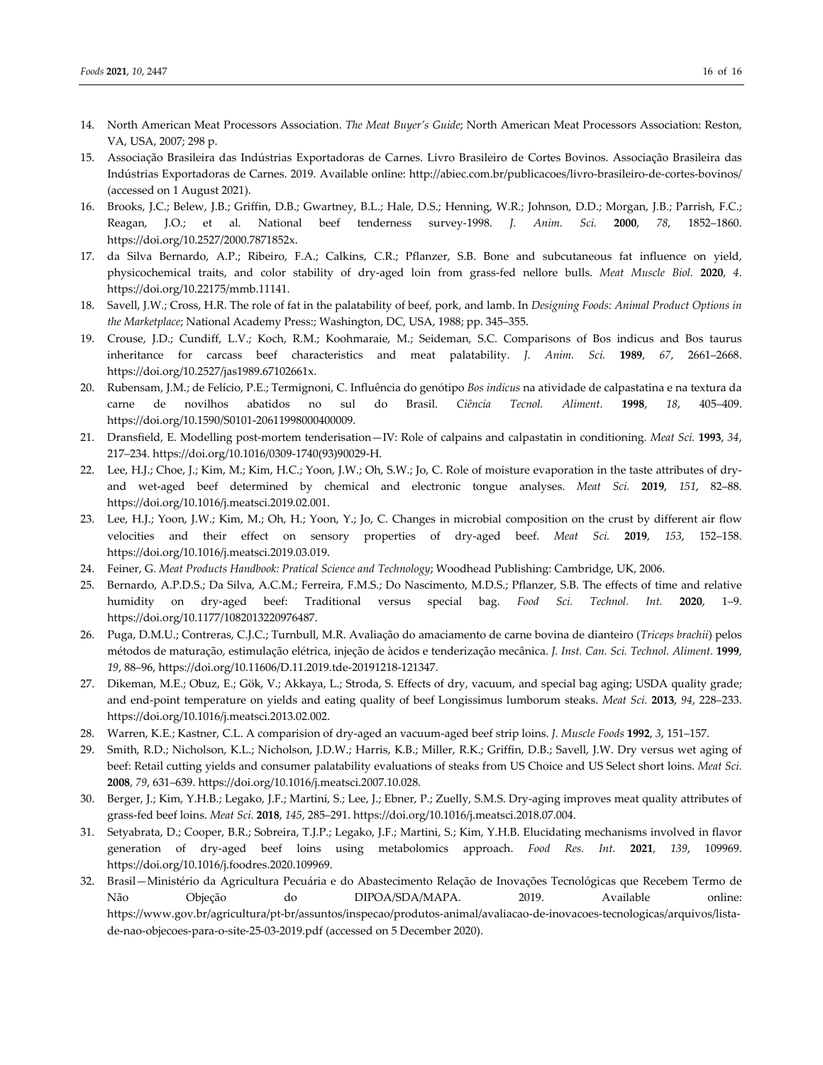14. North American Meat Processors Association. *The Meat Buyer's Guide*; North American Meat Processors Association: Reston, VA, USA, 2007; 298 p.
15. Associação Brasileira das Indústrias Exportadoras de Carnes. Livro Brasileiro de Cortes Bovinos. Associação Brasileira das Indústrias Exportadoras de Carnes. 2019. Available online: http://abiec.com.br/publicacoes/livro-brasileiro-de-cortes-bovinos/ (accessed on 1 August 2021).
16. Brooks, J.C.; Belew, J.B.; Griffin, D.B.; Gwartney, B.L.; Hale, D.S.; Henning, W.R.; Johnson, D.D.; Morgan, J.B.; Parrish, F.C.; Reagan, J.O.; et al. National beef tenderness survey-1998. *J. Anim. Sci.* **2000**, *78*, 1852–1860. https://doi.org/10.2527/2000.7871852x.
17. da Silva Bernardo, A.P.; Ribeiro, F.A.; Calkins, C.R.; Pflanzer, S.B. Bone and subcutaneous fat influence on yield, physicochemical traits, and color stability of dry-aged loin from grass-fed nellore bulls. *Meat Muscle Biol.* **2020**, *4*. https://doi.org/10.22175/mmb.11141.
18. Savell, J.W.; Cross, H.R. The role of fat in the palatability of beef, pork, and lamb. In *Designing Foods: Animal Product Options in the Marketplace*; National Academy Press:; Washington, DC, USA, 1988; pp. 345–355.
19. Crouse, J.D.; Cundiff, L.V.; Koch, R.M.; Koohmaraie, M.; Seideman, S.C. Comparisons of Bos indicus and Bos taurus inheritance for carcass beef characteristics and meat palatability. *J. Anim. Sci.* **1989**, *67*, 2661–2668. https://doi.org/10.2527/jas1989.67102661x.
20. Rubensam, J.M.; de Felício, P.E.; Termignoni, C. Influência do genótipo *Bos indicus* na atividade de calpastatina e na textura da carne de novilhos abatidos no sul do Brasil. *Ciência Tecnol. Aliment.* **1998**, *18*, 405–409. https://doi.org/10.1590/S0101-20611998000400009.
21. Dransfield, E. Modelling post-mortem tenderisation—IV: Role of calpains and calpastatin in conditioning. *Meat Sci.* **1993**, *34*, 217–234. https://doi.org/10.1016/0309-1740(93)90029-H.
22. Lee, H.J.; Choe, J.; Kim, M.; Kim, H.C.; Yoon, J.W.; Oh, S.W.; Jo, C. Role of moisture evaporation in the taste attributes of dry- and wet-aged beef determined by chemical and electronic tongue analyses. *Meat Sci.* **2019**, *151*, 82–88. https://doi.org/10.1016/j.meatsci.2019.02.001.
23. Lee, H.J.; Yoon, J.W.; Kim, M.; Oh, H.; Yoon, Y.; Jo, C. Changes in microbial composition on the crust by different air flow velocities and their effect on sensory properties of dry-aged beef. *Meat Sci.* **2019**, *153*, 152–158. https://doi.org/10.1016/j.meatsci.2019.03.019.
24. Feiner, G. *Meat Products Handbook: Pratical Science and Technology*; Woodhead Publishing: Cambridge, UK, 2006.
25. Bernardo, A.P.D.S.; Da Silva, A.C.M.; Ferreira, F.M.S.; Do Nascimento, M.D.S.; Pflanzer, S.B. The effects of time and relative humidity on dry-aged beef: Traditional versus special bag. *Food Sci. Technol. Int.* **2020**, 1–9. https://doi.org/10.1177/1082013220976487.
26. Puga, D.M.U.; Contreras, C.J.C.; Turnbull, M.R. Avaliação do amaciamento de carne bovina de dianteiro (*Triceps brachii*) pelos métodos de maturação, estimulação elétrica, injeção de àcidos e tenderização mecânica. *J. Inst. Can. Sci. Technol. Aliment.* **1999**, *19*, 88–96, https://doi.org/10.11606/D.11.2019.tde-20191218-121347.
27. Dikeman, M.E.; Obuz, E.; Gök, V.; Akkaya, L.; Stroda, S. Effects of dry, vacuum, and special bag aging; USDA quality grade; and end-point temperature on yields and eating quality of beef Longissimus lumborum steaks. *Meat Sci.* **2013**, *94*, 228–233. https://doi.org/10.1016/j.meatsci.2013.02.002.
28. Warren, K.E.; Kastner, C.L. A comparision of dry-aged an vacuum-aged beef strip loins. *J. Muscle Foods* **1992**, *3*, 151–157.
29. Smith, R.D.; Nicholson, K.L.; Nicholson, J.D.W.; Harris, K.B.; Miller, R.K.; Griffin, D.B.; Savell, J.W. Dry versus wet aging of beef: Retail cutting yields and consumer palatability evaluations of steaks from US Choice and US Select short loins. *Meat Sci.* **2008**, *79*, 631–639. https://doi.org/10.1016/j.meatsci.2007.10.028.
30. Berger, J.; Kim, Y.H.B.; Legako, J.F.; Martini, S.; Lee, J.; Ebner, P.; Zuelly, S.M.S. Dry-aging improves meat quality attributes of grass-fed beef loins. *Meat Sci.* **2018**, *145*, 285–291. https://doi.org/10.1016/j.meatsci.2018.07.004.
31. Setyabrata, D.; Cooper, B.R.; Sobreira, T.J.P.; Legako, J.F.; Martini, S.; Kim, Y.H.B. Elucidating mechanisms involved in flavor generation of dry-aged beef loins using metabolomics approach. *Food Res. Int.* **2021**, *139*, 109969. https://doi.org/10.1016/j.foodres.2020.109969.
32. Brasil—Ministério da Agricultura Pecuária e do Abastecimento Relação de Inovações Tecnológicas que Recebem Termo de Não Objeção do DIPOA/SDA/MAPA. 2019. Available online: https://www.gov.br/agricultura/pt-br/assuntos/inspecao/produtos-animal/avaliacao-de-inovacoes-tecnologicas/arquivos/lista-de-nao-objecoes-para-o-site-25-03-2019.pdf (accessed on 5 December 2020).